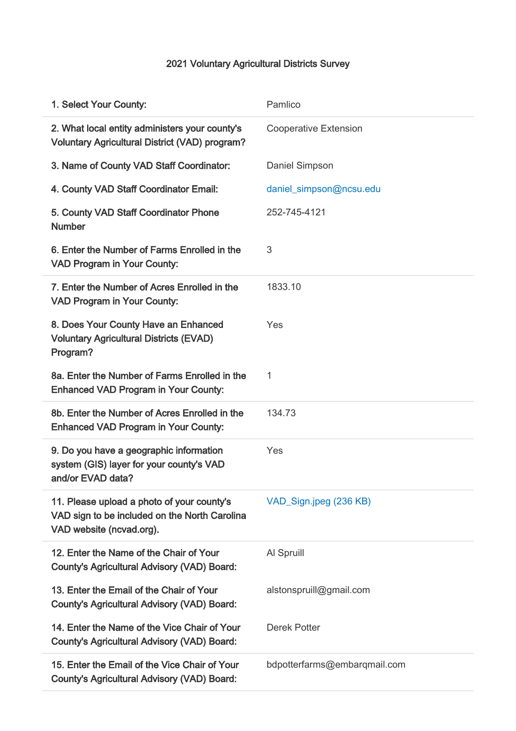# 2021 Voluntary Agricultural Districts Survey

| | |
|---|---|
| 1. Select Your County: | Pamlico |
| 2. What local entity administers your county's Voluntary Agricultural District (VAD) program? | Cooperative Extension |
| 3. Name of County VAD Staff Coordinator: | Daniel Simpson |
| 4. County VAD Staff Coordinator Email: | daniel_simpson@ncsu.edu |
| 5. County VAD Staff Coordinator Phone Number | 252-745-4121 |
| 6. Enter the Number of Farms Enrolled in the VAD Program in Your County: | 3 |
| 7. Enter the Number of Acres Enrolled in the VAD Program in Your County: | 1833.10 |
| 8. Does Your County Have an Enhanced Voluntary Agricultural Districts (EVAD) Program? | Yes |
| 8a. Enter the Number of Farms Enrolled in the Enhanced VAD Program in Your County: | 1 |
| 8b. Enter the Number of Acres Enrolled in the Enhanced VAD Program in Your County: | 134.73 |
| 9. Do you have a geographic information system (GIS) layer for your county's VAD and/or EVAD data? | Yes |
| 11. Please upload a photo of your county's VAD sign to be included on the North Carolina VAD website (ncvad.org). | VAD_Sign.jpeg (236 KB) |
| 12. Enter the Name of the Chair of Your County's Agricultural Advisory (VAD) Board: | Al Spruill |
| 13. Enter the Email of the Chair of Your County's Agricultural Advisory (VAD) Board: | alstonspruill@gmail.com |
| 14. Enter the Name of the Vice Chair of Your County's Agricultural Advisory (VAD) Board: | Derek Potter |
| 15. Enter the Email of the Vice Chair of Your County's Agricultural Advisory (VAD) Board: | bdpotterfarms@embarqmail.com |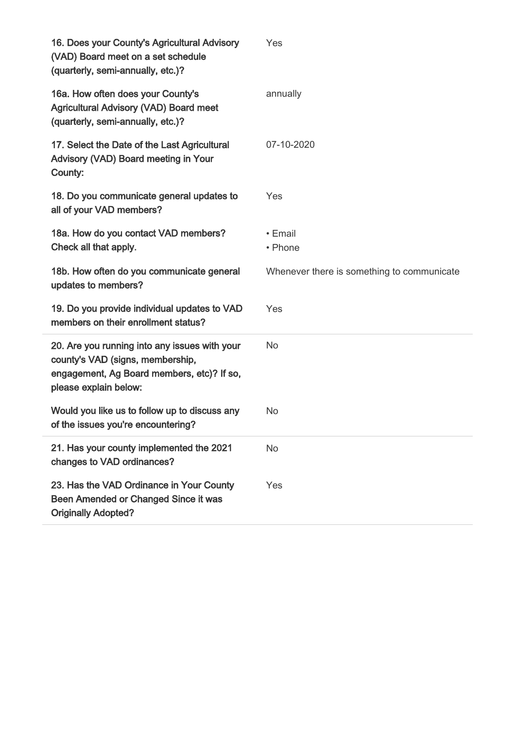| Question | Answer |
| --- | --- |
| **16. Does your County's Agricultural Advisory (VAD) Board meet on a set schedule (quarterly, semi-annually, etc.)?** | Yes |
| **16a. How often does your County's Agricultural Advisory (VAD) Board meet (quarterly, semi-annually, etc.)?** | annually |
| **17. Select the Date of the Last Agricultural Advisory (VAD) Board meeting in Your County:** | 07-10-2020 |
| **18. Do you communicate general updates to all of your VAD members?** | Yes |
| **18a. How do you contact VAD members? Check all that apply.** | • Email<br>• Phone |
| **18b. How often do you communicate general updates to members?** | Whenever there is something to communicate |
| **19. Do you provide individual updates to VAD members on their enrollment status?** | Yes |
| **20. Are you running into any issues with your county's VAD (signs, membership, engagement, Ag Board members, etc)? If so, please explain below:** | No |
| **Would you like us to follow up to discuss any of the issues you're encountering?** | No |
| **21. Has your county implemented the 2021 changes to VAD ordinances?** | No |
| **23. Has the VAD Ordinance in Your County Been Amended or Changed Since it was Originally Adopted?** | Yes |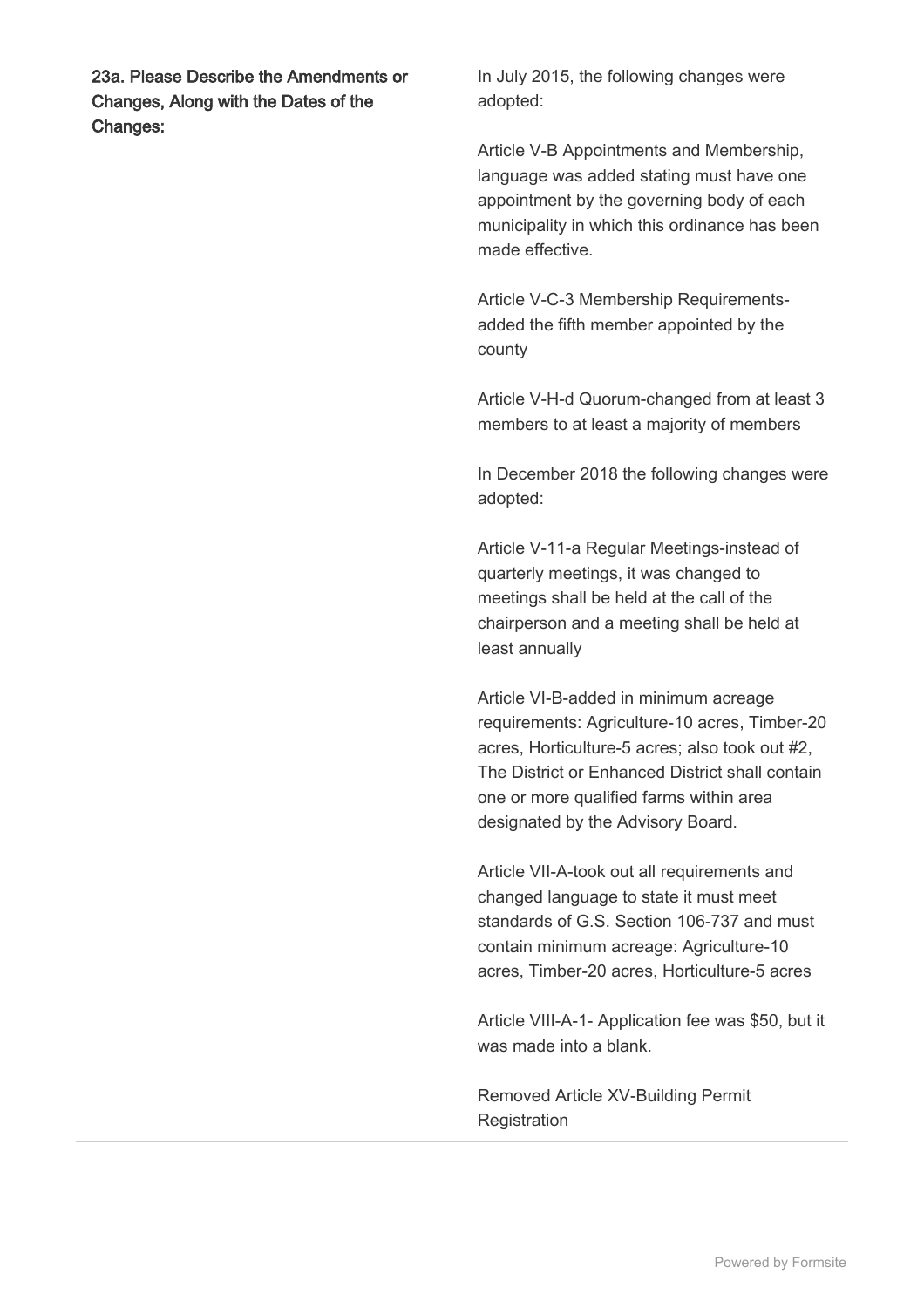**23a. Please Describe the Amendments or Changes, Along with the Dates of the Changes:**

In July 2015, the following changes were adopted:

Article V-B Appointments and Membership, language was added stating must have one appointment by the governing body of each municipality in which this ordinance has been made effective.

Article V-C-3 Membership Requirements- added the fifth member appointed by the county

Article V-H-d Quorum-changed from at least 3 members to at least a majority of members

In December 2018 the following changes were adopted:

Article V-11-a Regular Meetings-instead of quarterly meetings, it was changed to meetings shall be held at the call of the chairperson and a meeting shall be held at least annually

Article VI-B-added in minimum acreage requirements: Agriculture-10 acres, Timber-20 acres, Horticulture-5 acres; also took out #2, The District or Enhanced District shall contain one or more qualified farms within area designated by the Advisory Board.

Article VII-A-took out all requirements and changed language to state it must meet standards of G.S. Section 106-737 and must contain minimum acreage: Agriculture-10 acres, Timber-20 acres, Horticulture-5 acres

Article VIII-A-1- Application fee was $50, but it was made into a blank.

Removed Article XV-Building Permit Registration

Powered by Formsite